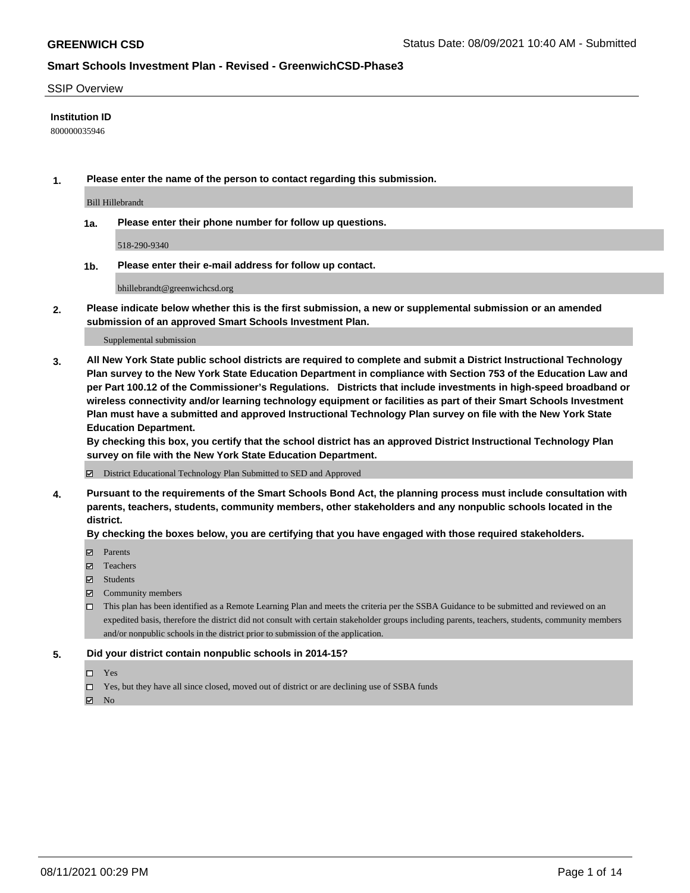**GREENWICH CSD** Status Date: 08/09/2021 10:40 AM - Submitted

## Smart Schools Investment Plan - Revised - GreenwichCSD-Phase3

SSIP Overview

**Institution ID**

800000035946

**1. Please enter the name of the person to contact regarding this submission.**

Bill Hillebrandt

**1a. Please enter their phone number for follow up questions.**

518-290-9340

**1b. Please enter their e-mail address for follow up contact.**

bhillebrandt@greenwichcsd.org

**2. Please indicate below whether this is the first submission, a new or supplemental submission or an amended submission of an approved Smart Schools Investment Plan.**

Supplemental submission

**3. All New York State public school districts are required to complete and submit a District Instructional Technology Plan survey to the New York State Education Department in compliance with Section 753 of the Education Law and per Part 100.12 of the Commissioner's Regulations. Districts that include investments in high-speed broadband or wireless connectivity and/or learning technology equipment or facilities as part of their Smart Schools Investment Plan must have a submitted and approved Instructional Technology Plan survey on file with the New York State Education Department.**

**By checking this box, you certify that the school district has an approved District Instructional Technology Plan survey on file with the New York State Education Department.**

- [x] District Educational Technology Plan Submitted to SED and Approved

**4. Pursuant to the requirements of the Smart Schools Bond Act, the planning process must include consultation with parents, teachers, students, community members, other stakeholders and any nonpublic schools located in the district.**

**By checking the boxes below, you are certifying that you have engaged with those required stakeholders.**

- [x] Parents
- [x] Teachers
- [x] Students
- [x] Community members
- [ ] This plan has been identified as a Remote Learning Plan and meets the criteria per the SSBA Guidance to be submitted and reviewed on an expedited basis, therefore the district did not consult with certain stakeholder groups including parents, teachers, students, community members and/or nonpublic schools in the district prior to submission of the application.

**5. Did your district contain nonpublic schools in 2014-15?**

- [ ] Yes
- [ ] Yes, but they have all since closed, moved out of district or are declining use of SSBA funds
- [x] No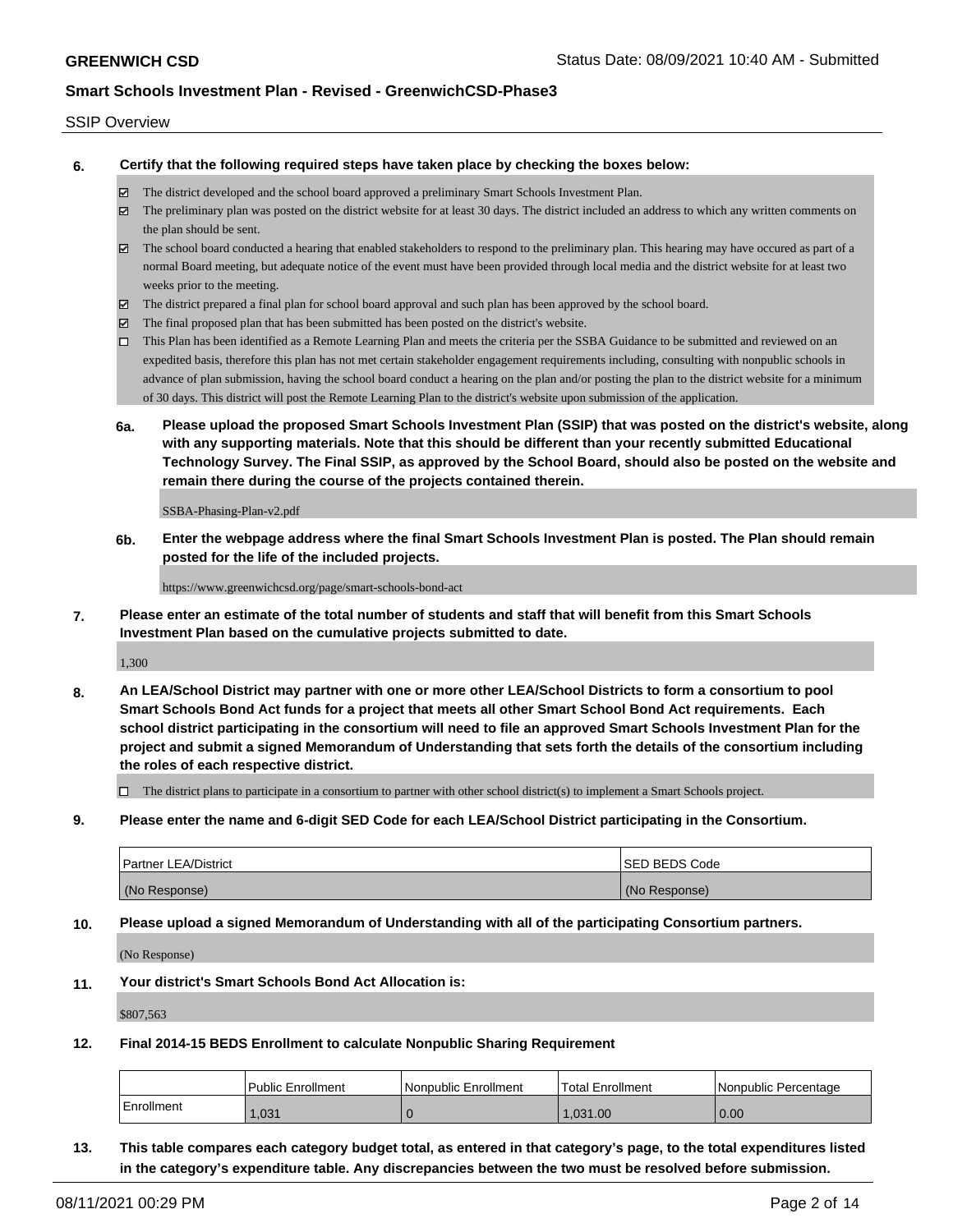SSIP Overview

**6. Certify that the following required steps have taken place by checking the boxes below:**

- ☑ The district developed and the school board approved a preliminary Smart Schools Investment Plan.
- ☑ The preliminary plan was posted on the district website for at least 30 days. The district included an address to which any written comments on the plan should be sent.
- ☑ The school board conducted a hearing that enabled stakeholders to respond to the preliminary plan. This hearing may have occured as part of a normal Board meeting, but adequate notice of the event must have been provided through local media and the district website for at least two weeks prior to the meeting.
- ☑ The district prepared a final plan for school board approval and such plan has been approved by the school board.
- ☑ The final proposed plan that has been submitted has been posted on the district's website.
- ☐ This Plan has been identified as a Remote Learning Plan and meets the criteria per the SSBA Guidance to be submitted and reviewed on an expedited basis, therefore this plan has not met certain stakeholder engagement requirements including, consulting with nonpublic schools in advance of plan submission, having the school board conduct a hearing on the plan and/or posting the plan to the district website for a minimum of 30 days. This district will post the Remote Learning Plan to the district's website upon submission of the application.

**6a. Please upload the proposed Smart Schools Investment Plan (SSIP) that was posted on the district's website, along with any supporting materials. Note that this should be different than your recently submitted Educational Technology Survey. The Final SSIP, as approved by the School Board, should also be posted on the website and remain there during the course of the projects contained therein.**

SSBA-Phasing-Plan-v2.pdf

**6b. Enter the webpage address where the final Smart Schools Investment Plan is posted. The Plan should remain posted for the life of the included projects.**

https://www.greenwichcsd.org/page/smart-schools-bond-act

**7. Please enter an estimate of the total number of students and staff that will benefit from this Smart Schools Investment Plan based on the cumulative projects submitted to date.**

1,300

**8. An LEA/School District may partner with one or more other LEA/School Districts to form a consortium to pool Smart Schools Bond Act funds for a project that meets all other Smart School Bond Act requirements. Each school district participating in the consortium will need to file an approved Smart Schools Investment Plan for the project and submit a signed Memorandum of Understanding that sets forth the details of the consortium including the roles of each respective district.**

- ☐ The district plans to participate in a consortium to partner with other school district(s) to implement a Smart Schools project.

**9. Please enter the name and 6-digit SED Code for each LEA/School District participating in the Consortium.**

| Partner LEA/District | SED BEDS Code |
|---|---|
| (No Response) | (No Response) |

**10. Please upload a signed Memorandum of Understanding with all of the participating Consortium partners.**

(No Response)

**11. Your district's Smart Schools Bond Act Allocation is:**

$807,563

**12. Final 2014-15 BEDS Enrollment to calculate Nonpublic Sharing Requirement**

| | Public Enrollment | Nonpublic Enrollment | Total Enrollment | Nonpublic Percentage |
|---|---|---|---|---|
| Enrollment | 1,031 | 0 | 1,031.00 | 0.00 |

**13. This table compares each category budget total, as entered in that category's page, to the total expenditures listed in the category's expenditure table. Any discrepancies between the two must be resolved before submission.**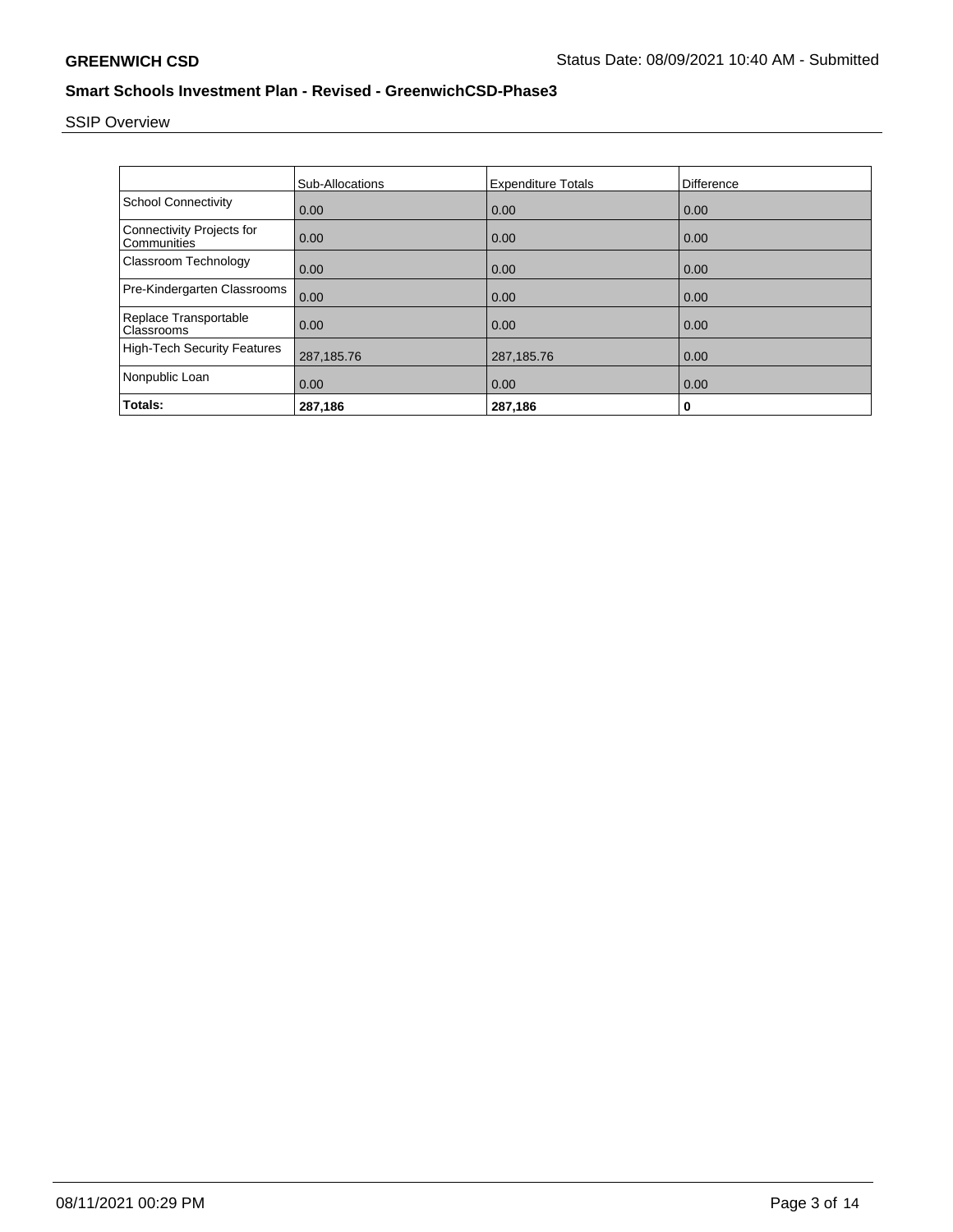## SSIP Overview

| | Sub-Allocations | Expenditure Totals | Difference |
|---|---|---|---|
| School Connectivity | 0.00 | 0.00 | 0.00 |
| Connectivity Projects for Communities | 0.00 | 0.00 | 0.00 |
| Classroom Technology | 0.00 | 0.00 | 0.00 |
| Pre-Kindergarten Classrooms | 0.00 | 0.00 | 0.00 |
| Replace Transportable Classrooms | 0.00 | 0.00 | 0.00 |
| High-Tech Security Features | 287,185.76 | 287,185.76 | 0.00 |
| Nonpublic Loan | 0.00 | 0.00 | 0.00 |
| **Totals:** | **287,186** | **287,186** | **0** |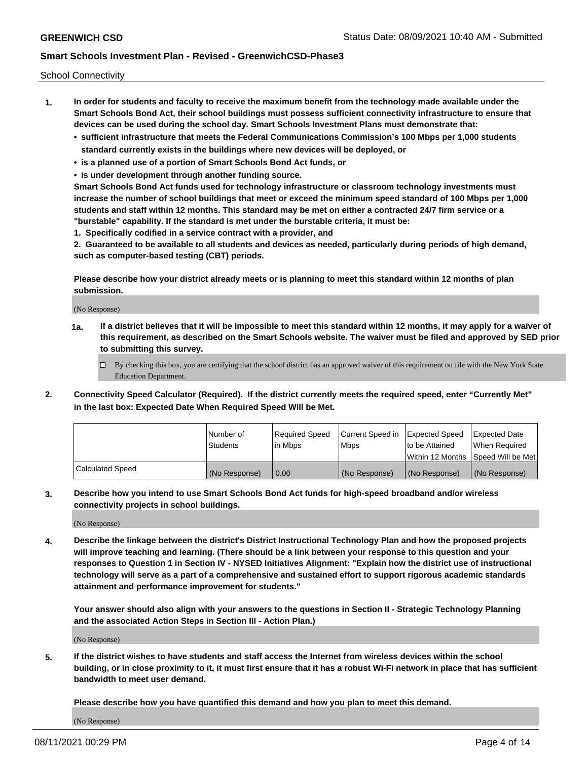School Connectivity

1. **In order for students and faculty to receive the maximum benefit from the technology made available under the Smart Schools Bond Act, their school buildings must possess sufficient connectivity infrastructure to ensure that devices can be used during the school day. Smart Schools Investment Plans must demonstrate that:**
   - **sufficient infrastructure that meets the Federal Communications Commission's 100 Mbps per 1,000 students standard currently exists in the buildings where new devices will be deployed, or**
   - **is a planned use of a portion of Smart Schools Bond Act funds, or**
   - **is under development through another funding source.**

   **Smart Schools Bond Act funds used for technology infrastructure or classroom technology investments must increase the number of school buildings that meet or exceed the minimum speed standard of 100 Mbps per 1,000 students and staff within 12 months. This standard may be met on either a contracted 24/7 firm service or a "burstable" capability. If the standard is met under the burstable criteria, it must be:**

   **1. Specifically codified in a service contract with a provider, and**

   **2. Guaranteed to be available to all students and devices as needed, particularly during periods of high demand, such as computer-based testing (CBT) periods.**

   **Please describe how your district already meets or is planning to meet this standard within 12 months of plan submission.**

   (No Response)

   **1a. If a district believes that it will be impossible to meet this standard within 12 months, it may apply for a waiver of this requirement, as described on the Smart Schools website. The waiver must be filed and approved by SED prior to submitting this survey.**

   ☐ By checking this box, you are certifying that the school district has an approved waiver of this requirement on file with the New York State Education Department.

2. **Connectivity Speed Calculator (Required). If the district currently meets the required speed, enter "Currently Met" in the last box: Expected Date When Required Speed Will be Met.**

| | Number of Students | Required Speed in Mbps | Current Speed in Mbps | Expected Speed to be Attained Within 12 Months | Expected Date When Required Speed Will be Met |
|---|---|---|---|---|---|
| Calculated Speed | (No Response) | 0.00 | (No Response) | (No Response) | (No Response) |

3. **Describe how you intend to use Smart Schools Bond Act funds for high-speed broadband and/or wireless connectivity projects in school buildings.**

   (No Response)

4. **Describe the linkage between the district's District Instructional Technology Plan and how the proposed projects will improve teaching and learning. (There should be a link between your response to this question and your responses to Question 1 in Section IV - NYSED Initiatives Alignment: "Explain how the district use of instructional technology will serve as a part of a comprehensive and sustained effort to support rigorous academic standards attainment and performance improvement for students."**

   **Your answer should also align with your answers to the questions in Section II - Strategic Technology Planning and the associated Action Steps in Section III - Action Plan.)**

   (No Response)

5. **If the district wishes to have students and staff access the Internet from wireless devices within the school building, or in close proximity to it, it must first ensure that it has a robust Wi-Fi network in place that has sufficient bandwidth to meet user demand.**

   **Please describe how you have quantified this demand and how you plan to meet this demand.**

   (No Response)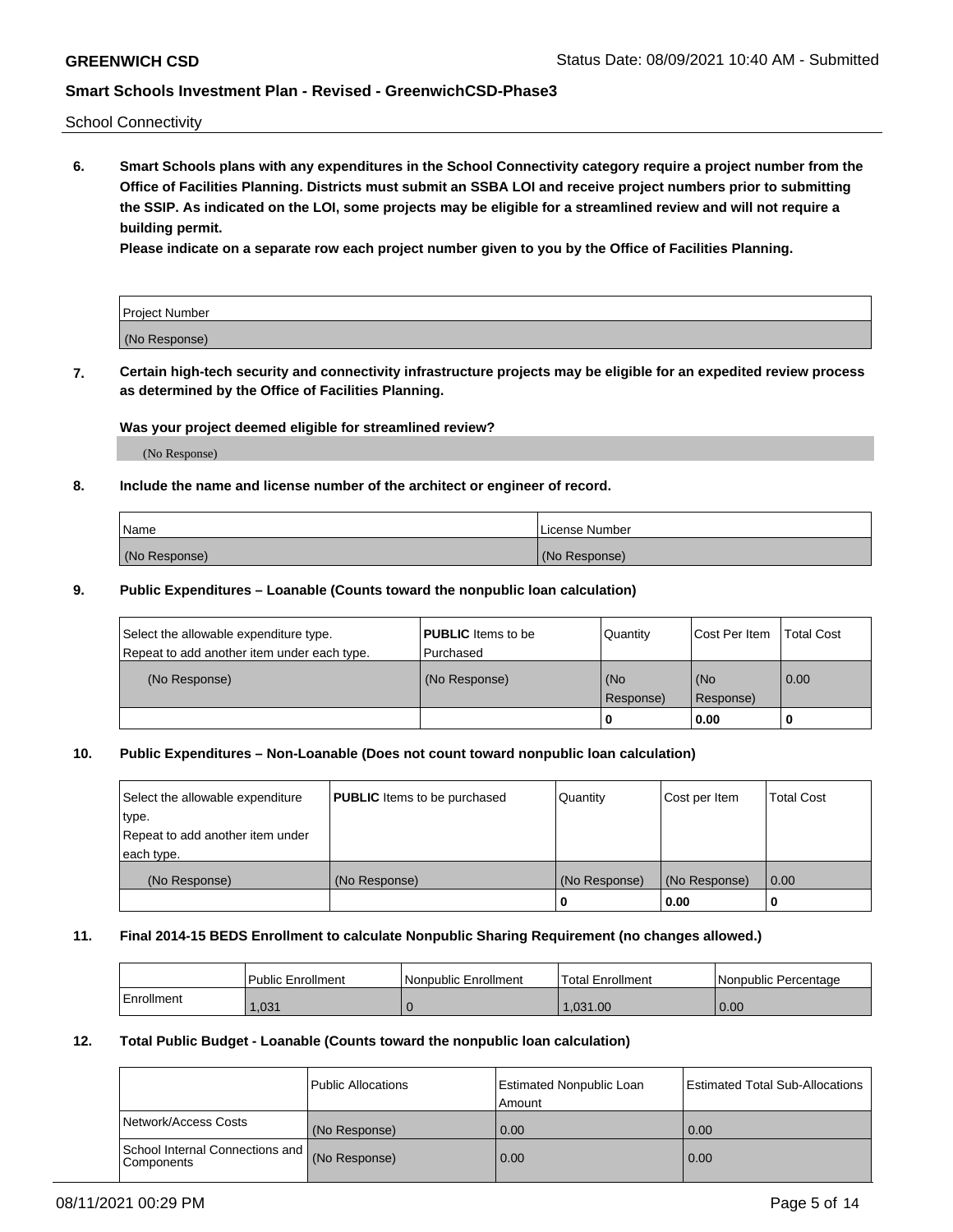School Connectivity

**6. Smart Schools plans with any expenditures in the School Connectivity category require a project number from the Office of Facilities Planning. Districts must submit an SSBA LOI and receive project numbers prior to submitting the SSIP. As indicated on the LOI, some projects may be eligible for a streamlined review and will not require a building permit.**

**Please indicate on a separate row each project number given to you by the Office of Facilities Planning.**

| Project Number |
|---|
| (No Response) |

**7. Certain high-tech security and connectivity infrastructure projects may be eligible for an expedited review process as determined by the Office of Facilities Planning.**

**Was your project deemed eligible for streamlined review?**

(No Response)

**8. Include the name and license number of the architect or engineer of record.**

| Name | License Number |
|---|---|
| (No Response) | (No Response) |

**9. Public Expenditures – Loanable (Counts toward the nonpublic loan calculation)**

| Select the allowable expenditure type. Repeat to add another item under each type. | **PUBLIC** Items to be Purchased | Quantity | Cost Per Item | Total Cost |
|---|---|---|---|---|
| (No Response) | (No Response) | (No Response) | (No Response) | 0.00 |
| | | 0 | 0.00 | 0 |

**10. Public Expenditures – Non-Loanable (Does not count toward nonpublic loan calculation)**

| Select the allowable expenditure type. Repeat to add another item under each type. | **PUBLIC** Items to be purchased | Quantity | Cost per Item | Total Cost |
|---|---|---|---|---|
| (No Response) | (No Response) | (No Response) | (No Response) | 0.00 |
| | | 0 | 0.00 | 0 |

**11. Final 2014-15 BEDS Enrollment to calculate Nonpublic Sharing Requirement (no changes allowed.)**

| | Public Enrollment | Nonpublic Enrollment | Total Enrollment | Nonpublic Percentage |
|---|---|---|---|---|
| Enrollment | 1,031 | 0 | 1,031.00 | 0.00 |

**12. Total Public Budget - Loanable (Counts toward the nonpublic loan calculation)**

| | Public Allocations | Estimated Nonpublic Loan Amount | Estimated Total Sub-Allocations |
|---|---|---|---|
| Network/Access Costs | (No Response) | 0.00 | 0.00 |
| School Internal Connections and Components | (No Response) | 0.00 | 0.00 |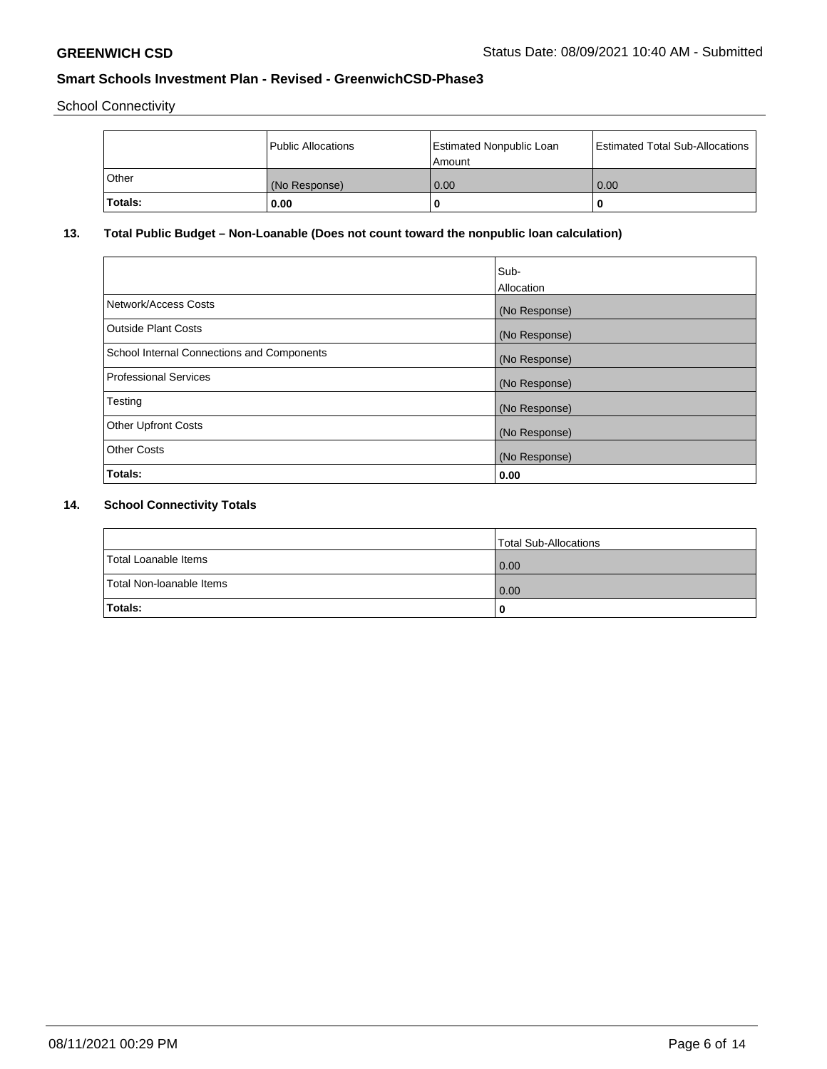School Connectivity

| | Public Allocations | Estimated Nonpublic Loan Amount | Estimated Total Sub-Allocations |
|---|---|---|---|
| Other | (No Response) | 0.00 | 0.00 |
| **Totals:** | **0.00** | **0** | **0** |

## 13. Total Public Budget – Non-Loanable (Does not count toward the nonpublic loan calculation)

| | Sub-Allocation |
|---|---|
| Network/Access Costs | (No Response) |
| Outside Plant Costs | (No Response) |
| School Internal Connections and Components | (No Response) |
| Professional Services | (No Response) |
| Testing | (No Response) |
| Other Upfront Costs | (No Response) |
| Other Costs | (No Response) |
| **Totals:** | **0.00** |

## 14. School Connectivity Totals

| | Total Sub-Allocations |
|---|---|
| Total Loanable Items | 0.00 |
| Total Non-loanable Items | 0.00 |
| **Totals:** | **0** |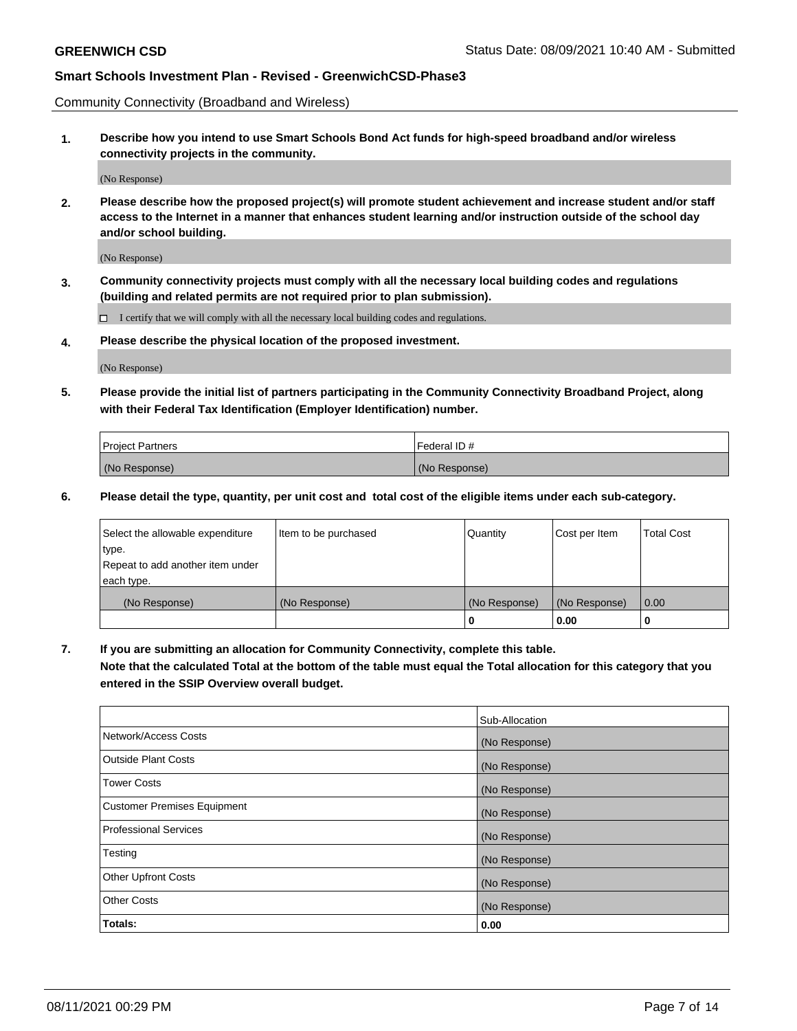Community Connectivity (Broadband and Wireless)

**1. Describe how you intend to use Smart Schools Bond Act funds for high-speed broadband and/or wireless connectivity projects in the community.**

(No Response)

**2. Please describe how the proposed project(s) will promote student achievement and increase student and/or staff access to the Internet in a manner that enhances student learning and/or instruction outside of the school day and/or school building.**

(No Response)

**3. Community connectivity projects must comply with all the necessary local building codes and regulations (building and related permits are not required prior to plan submission).**

☐ I certify that we will comply with all the necessary local building codes and regulations.

**4. Please describe the physical location of the proposed investment.**

(No Response)

**5. Please provide the initial list of partners participating in the Community Connectivity Broadband Project, along with their Federal Tax Identification (Employer Identification) number.**

| Project Partners | Federal ID # |
|---|---|
| (No Response) | (No Response) |

**6. Please detail the type, quantity, per unit cost and total cost of the eligible items under each sub-category.**

| Select the allowable expenditure type. Repeat to add another item under each type. | Item to be purchased | Quantity | Cost per Item | Total Cost |
|---|---|---|---|---|
| (No Response) | (No Response) | (No Response) | (No Response) | 0.00 |
| | | 0 | 0.00 | 0 |

**7. If you are submitting an allocation for Community Connectivity, complete this table. Note that the calculated Total at the bottom of the table must equal the Total allocation for this category that you entered in the SSIP Overview overall budget.**

| | Sub-Allocation |
|---|---|
| Network/Access Costs | (No Response) |
| Outside Plant Costs | (No Response) |
| Tower Costs | (No Response) |
| Customer Premises Equipment | (No Response) |
| Professional Services | (No Response) |
| Testing | (No Response) |
| Other Upfront Costs | (No Response) |
| Other Costs | (No Response) |
| **Totals:** | **0.00** |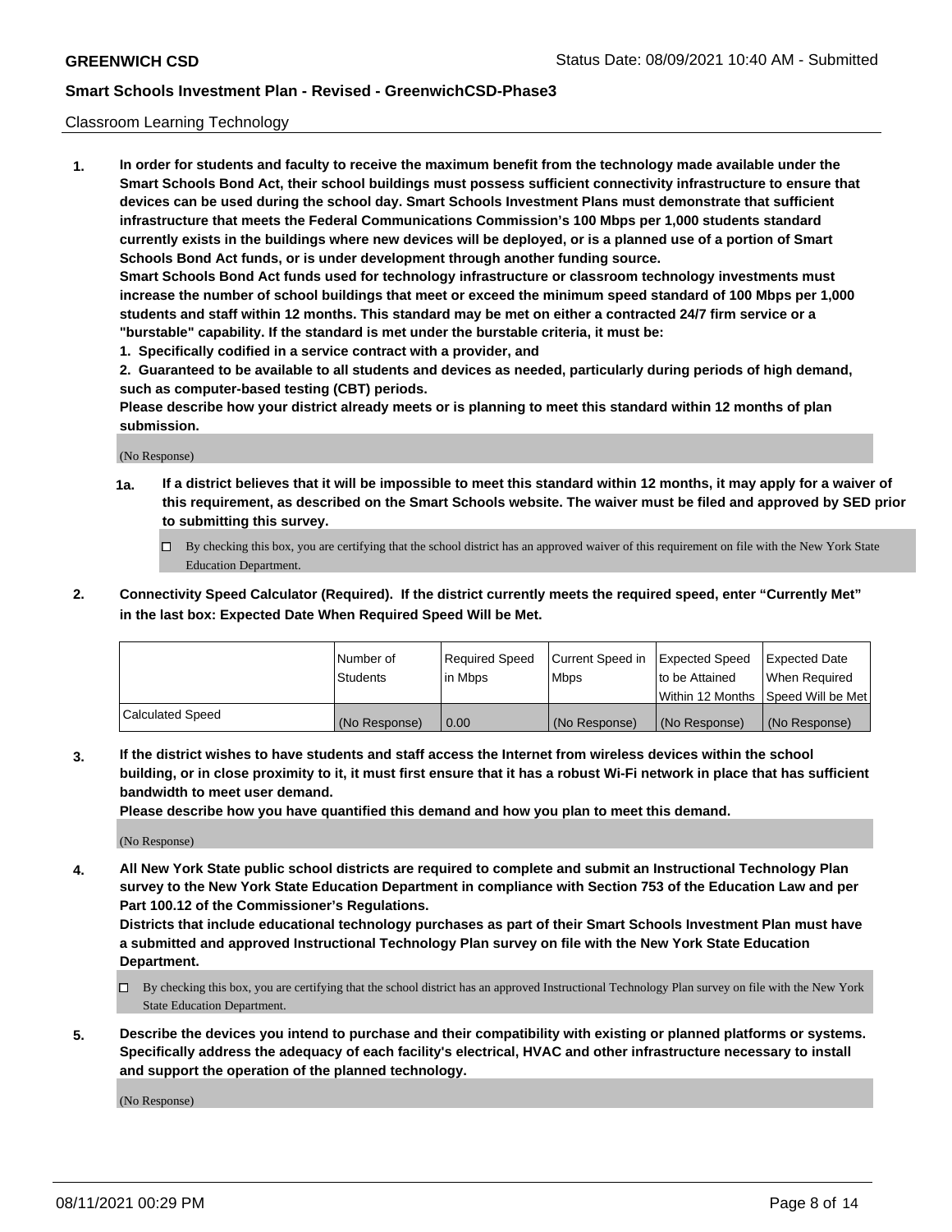Classroom Learning Technology

**1. In order for students and faculty to receive the maximum benefit from the technology made available under the Smart Schools Bond Act, their school buildings must possess sufficient connectivity infrastructure to ensure that devices can be used during the school day. Smart Schools Investment Plans must demonstrate that sufficient infrastructure that meets the Federal Communications Commission's 100 Mbps per 1,000 students standard currently exists in the buildings where new devices will be deployed, or is a planned use of a portion of Smart Schools Bond Act funds, or is under development through another funding source.**

**Smart Schools Bond Act funds used for technology infrastructure or classroom technology investments must increase the number of school buildings that meet or exceed the minimum speed standard of 100 Mbps per 1,000 students and staff within 12 months. This standard may be met on either a contracted 24/7 firm service or a "burstable" capability. If the standard is met under the burstable criteria, it must be:**

**1. Specifically codified in a service contract with a provider, and**

**2. Guaranteed to be available to all students and devices as needed, particularly during periods of high demand, such as computer-based testing (CBT) periods.**

**Please describe how your district already meets or is planning to meet this standard within 12 months of plan submission.**

(No Response)

**1a. If a district believes that it will be impossible to meet this standard within 12 months, it may apply for a waiver of this requirement, as described on the Smart Schools website. The waiver must be filed and approved by SED prior to submitting this survey.**

☐ By checking this box, you are certifying that the school district has an approved waiver of this requirement on file with the New York State Education Department.

**2. Connectivity Speed Calculator (Required). If the district currently meets the required speed, enter "Currently Met" in the last box: Expected Date When Required Speed Will be Met.**

| | Number of Students | Required Speed in Mbps | Current Speed in Mbps | Expected Speed to be Attained Within 12 Months | Expected Date When Required Speed Will be Met |
|---|---|---|---|---|---|
| Calculated Speed | (No Response) | 0.00 | (No Response) | (No Response) | (No Response) |

**3. If the district wishes to have students and staff access the Internet from wireless devices within the school building, or in close proximity to it, it must first ensure that it has a robust Wi-Fi network in place that has sufficient bandwidth to meet user demand.**

**Please describe how you have quantified this demand and how you plan to meet this demand.**

(No Response)

**4. All New York State public school districts are required to complete and submit an Instructional Technology Plan survey to the New York State Education Department in compliance with Section 753 of the Education Law and per Part 100.12 of the Commissioner's Regulations.**

**Districts that include educational technology purchases as part of their Smart Schools Investment Plan must have a submitted and approved Instructional Technology Plan survey on file with the New York State Education Department.**

☐ By checking this box, you are certifying that the school district has an approved Instructional Technology Plan survey on file with the New York State Education Department.

**5. Describe the devices you intend to purchase and their compatibility with existing or planned platforms or systems. Specifically address the adequacy of each facility's electrical, HVAC and other infrastructure necessary to install and support the operation of the planned technology.**

(No Response)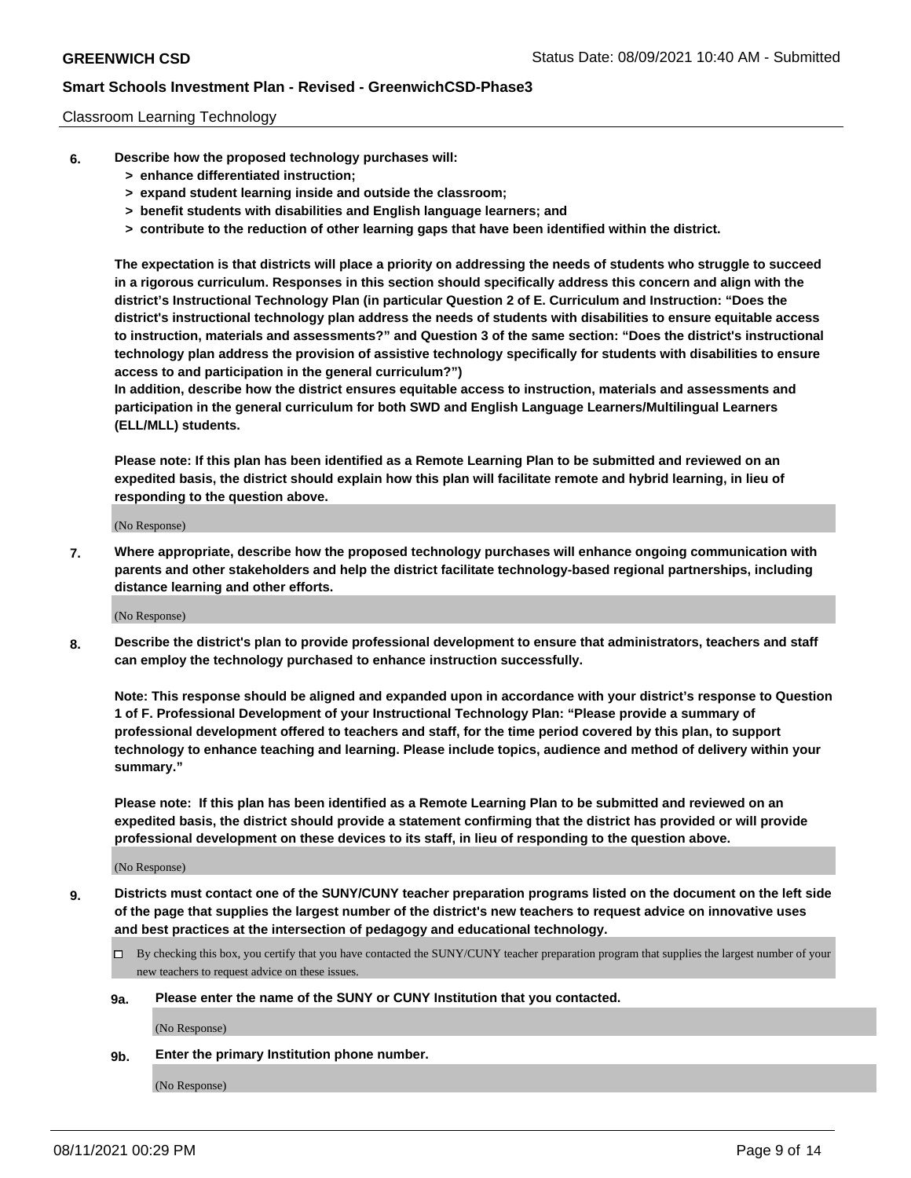Classroom Learning Technology

**6. Describe how the proposed technology purchases will:**
- **> enhance differentiated instruction;**
- **> expand student learning inside and outside the classroom;**
- **> benefit students with disabilities and English language learners; and**
- **> contribute to the reduction of other learning gaps that have been identified within the district.**

**The expectation is that districts will place a priority on addressing the needs of students who struggle to succeed in a rigorous curriculum. Responses in this section should specifically address this concern and align with the district's Instructional Technology Plan (in particular Question 2 of E. Curriculum and Instruction: "Does the district's instructional technology plan address the needs of students with disabilities to ensure equitable access to instruction, materials and assessments?" and Question 3 of the same section: "Does the district's instructional technology plan address the provision of assistive technology specifically for students with disabilities to ensure access to and participation in the general curriculum?")**

**In addition, describe how the district ensures equitable access to instruction, materials and assessments and participation in the general curriculum for both SWD and English Language Learners/Multilingual Learners (ELL/MLL) students.**

**Please note: If this plan has been identified as a Remote Learning Plan to be submitted and reviewed on an expedited basis, the district should explain how this plan will facilitate remote and hybrid learning, in lieu of responding to the question above.**

(No Response)

**7. Where appropriate, describe how the proposed technology purchases will enhance ongoing communication with parents and other stakeholders and help the district facilitate technology-based regional partnerships, including distance learning and other efforts.**

(No Response)

**8. Describe the district's plan to provide professional development to ensure that administrators, teachers and staff can employ the technology purchased to enhance instruction successfully.**

**Note: This response should be aligned and expanded upon in accordance with your district's response to Question 1 of F. Professional Development of your Instructional Technology Plan: "Please provide a summary of professional development offered to teachers and staff, for the time period covered by this plan, to support technology to enhance teaching and learning. Please include topics, audience and method of delivery within your summary."**

**Please note: If this plan has been identified as a Remote Learning Plan to be submitted and reviewed on an expedited basis, the district should provide a statement confirming that the district has provided or will provide professional development on these devices to its staff, in lieu of responding to the question above.**

(No Response)

**9. Districts must contact one of the SUNY/CUNY teacher preparation programs listed on the document on the left side of the page that supplies the largest number of the district's new teachers to request advice on innovative uses and best practices at the intersection of pedagogy and educational technology.**

☐ By checking this box, you certify that you have contacted the SUNY/CUNY teacher preparation program that supplies the largest number of your new teachers to request advice on these issues.

**9a. Please enter the name of the SUNY or CUNY Institution that you contacted.**

(No Response)

**9b. Enter the primary Institution phone number.**

(No Response)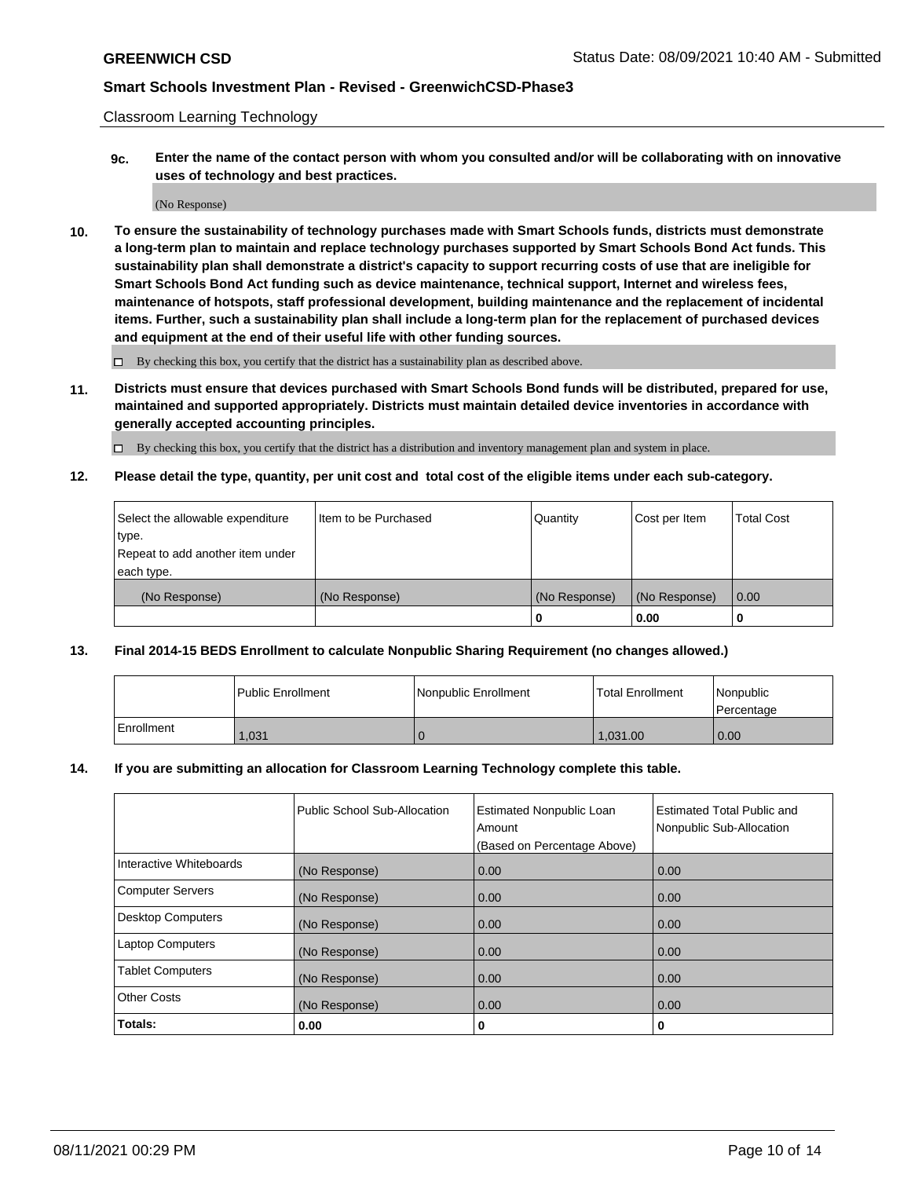Classroom Learning Technology

**9c. Enter the name of the contact person with whom you consulted and/or will be collaborating with on innovative uses of technology and best practices.**

(No Response)

**10. To ensure the sustainability of technology purchases made with Smart Schools funds, districts must demonstrate a long-term plan to maintain and replace technology purchases supported by Smart Schools Bond Act funds. This sustainability plan shall demonstrate a district's capacity to support recurring costs of use that are ineligible for Smart Schools Bond Act funding such as device maintenance, technical support, Internet and wireless fees, maintenance of hotspots, staff professional development, building maintenance and the replacement of incidental items. Further, such a sustainability plan shall include a long-term plan for the replacement of purchased devices and equipment at the end of their useful life with other funding sources.**

☐ By checking this box, you certify that the district has a sustainability plan as described above.

**11. Districts must ensure that devices purchased with Smart Schools Bond funds will be distributed, prepared for use, maintained and supported appropriately. Districts must maintain detailed device inventories in accordance with generally accepted accounting principles.**

☐ By checking this box, you certify that the district has a distribution and inventory management plan and system in place.

**12. Please detail the type, quantity, per unit cost and total cost of the eligible items under each sub-category.**

| Select the allowable expenditure type. Repeat to add another item under each type. | Item to be Purchased | Quantity | Cost per Item | Total Cost |
|---|---|---|---|---|
| (No Response) | (No Response) | (No Response) | (No Response) | 0.00 |
| | | **0** | **0.00** | **0** |

**13. Final 2014-15 BEDS Enrollment to calculate Nonpublic Sharing Requirement (no changes allowed.)**

| | Public Enrollment | Nonpublic Enrollment | Total Enrollment | Nonpublic Percentage |
|---|---|---|---|---|
| Enrollment | 1,031 | 0 | 1,031.00 | 0.00 |

**14. If you are submitting an allocation for Classroom Learning Technology complete this table.**

| | Public School Sub-Allocation | Estimated Nonpublic Loan Amount (Based on Percentage Above) | Estimated Total Public and Nonpublic Sub-Allocation |
|---|---|---|---|
| Interactive Whiteboards | (No Response) | 0.00 | 0.00 |
| Computer Servers | (No Response) | 0.00 | 0.00 |
| Desktop Computers | (No Response) | 0.00 | 0.00 |
| Laptop Computers | (No Response) | 0.00 | 0.00 |
| Tablet Computers | (No Response) | 0.00 | 0.00 |
| Other Costs | (No Response) | 0.00 | 0.00 |
| **Totals:** | **0.00** | **0** | **0** |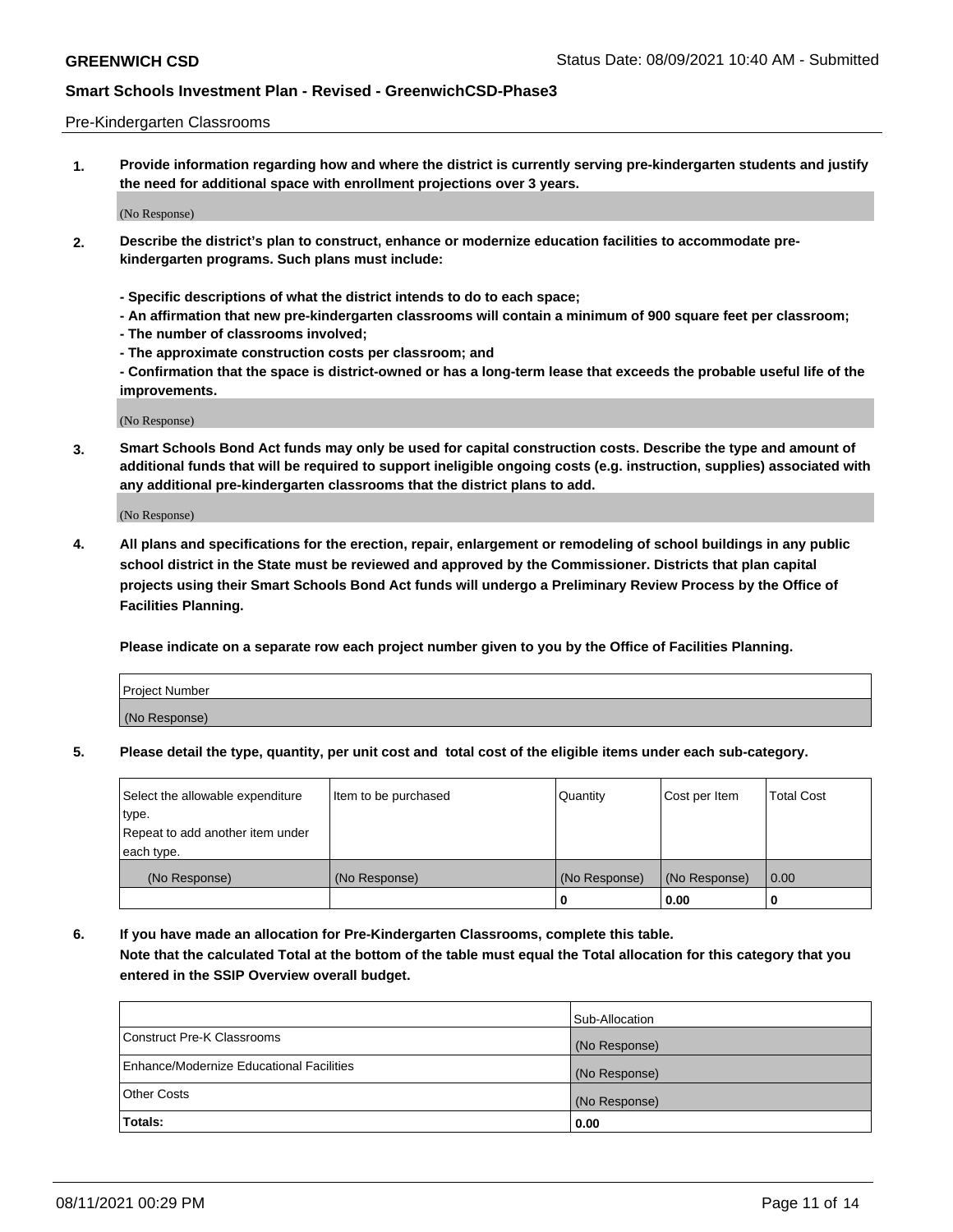Pre-Kindergarten Classrooms

**1. Provide information regarding how and where the district is currently serving pre-kindergarten students and justify the need for additional space with enrollment projections over 3 years.**

(No Response)

**2. Describe the district's plan to construct, enhance or modernize education facilities to accommodate pre-kindergarten programs. Such plans must include:**

**- Specific descriptions of what the district intends to do to each space;**
**- An affirmation that new pre-kindergarten classrooms will contain a minimum of 900 square feet per classroom;**
**- The number of classrooms involved;**
**- The approximate construction costs per classroom; and**
**- Confirmation that the space is district-owned or has a long-term lease that exceeds the probable useful life of the improvements.**

(No Response)

**3. Smart Schools Bond Act funds may only be used for capital construction costs. Describe the type and amount of additional funds that will be required to support ineligible ongoing costs (e.g. instruction, supplies) associated with any additional pre-kindergarten classrooms that the district plans to add.**

(No Response)

**4. All plans and specifications for the erection, repair, enlargement or remodeling of school buildings in any public school district in the State must be reviewed and approved by the Commissioner. Districts that plan capital projects using their Smart Schools Bond Act funds will undergo a Preliminary Review Process by the Office of Facilities Planning.**

**Please indicate on a separate row each project number given to you by the Office of Facilities Planning.**

| Project Number |
|---|
| (No Response) |

**5. Please detail the type, quantity, per unit cost and total cost of the eligible items under each sub-category.**

| Select the allowable expenditure type. Repeat to add another item under each type. | Item to be purchased | Quantity | Cost per Item | Total Cost |
|---|---|---|---|---|
| (No Response) | (No Response) | (No Response) | (No Response) | 0.00 |
| | | 0 | 0.00 | 0 |

**6. If you have made an allocation for Pre-Kindergarten Classrooms, complete this table.**
**Note that the calculated Total at the bottom of the table must equal the Total allocation for this category that you entered in the SSIP Overview overall budget.**

| | Sub-Allocation |
|---|---|
| Construct Pre-K Classrooms | (No Response) |
| Enhance/Modernize Educational Facilities | (No Response) |
| Other Costs | (No Response) |
| **Totals:** | **0.00** |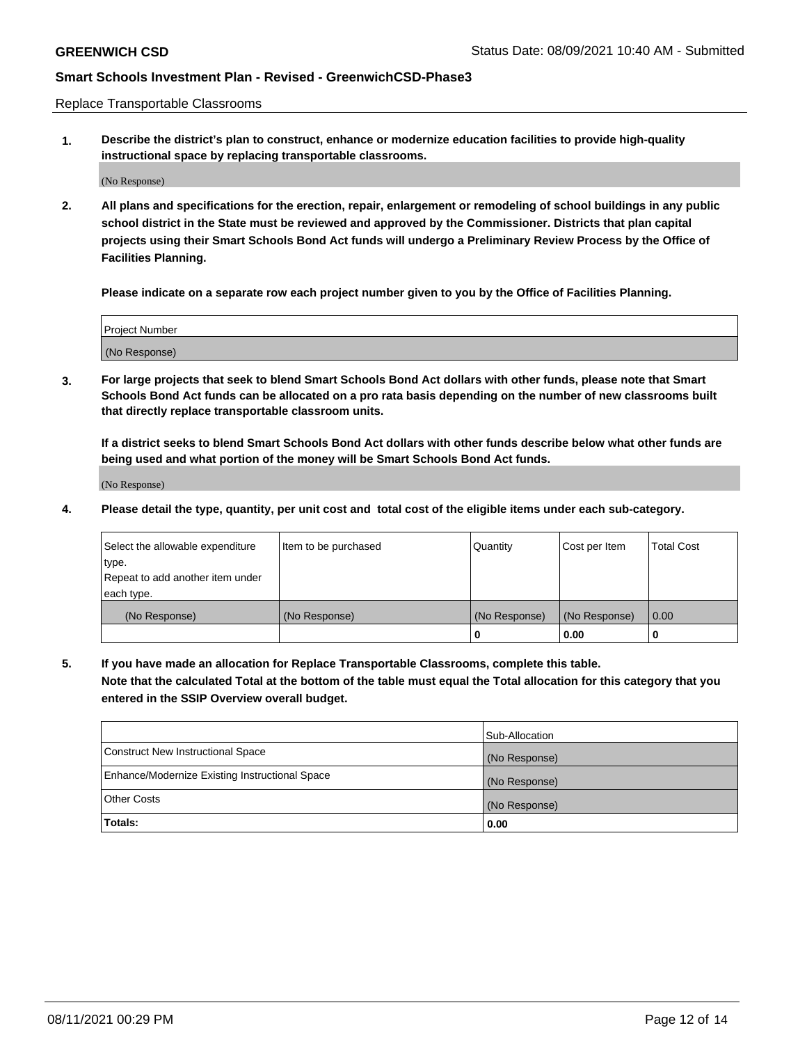Replace Transportable Classrooms

**1. Describe the district's plan to construct, enhance or modernize education facilities to provide high-quality instructional space by replacing transportable classrooms.**

(No Response)

**2. All plans and specifications for the erection, repair, enlargement or remodeling of school buildings in any public school district in the State must be reviewed and approved by the Commissioner. Districts that plan capital projects using their Smart Schools Bond Act funds will undergo a Preliminary Review Process by the Office of Facilities Planning.**

**Please indicate on a separate row each project number given to you by the Office of Facilities Planning.**

| Project Number |
| --- |
| (No Response) |

**3. For large projects that seek to blend Smart Schools Bond Act dollars with other funds, please note that Smart Schools Bond Act funds can be allocated on a pro rata basis depending on the number of new classrooms built that directly replace transportable classroom units.**

**If a district seeks to blend Smart Schools Bond Act dollars with other funds describe below what other funds are being used and what portion of the money will be Smart Schools Bond Act funds.**

(No Response)

**4. Please detail the type, quantity, per unit cost and total cost of the eligible items under each sub-category.**

| Select the allowable expenditure type. Repeat to add another item under each type. | Item to be purchased | Quantity | Cost per Item | Total Cost |
| --- | --- | --- | --- | --- |
| (No Response) | (No Response) | (No Response) | (No Response) | 0.00 |
| | | **0** | **0.00** | **0** |

**5. If you have made an allocation for Replace Transportable Classrooms, complete this table. Note that the calculated Total at the bottom of the table must equal the Total allocation for this category that you entered in the SSIP Overview overall budget.**

| | Sub-Allocation |
| --- | --- |
| Construct New Instructional Space | (No Response) |
| Enhance/Modernize Existing Instructional Space | (No Response) |
| Other Costs | (No Response) |
| **Totals:** | **0.00** |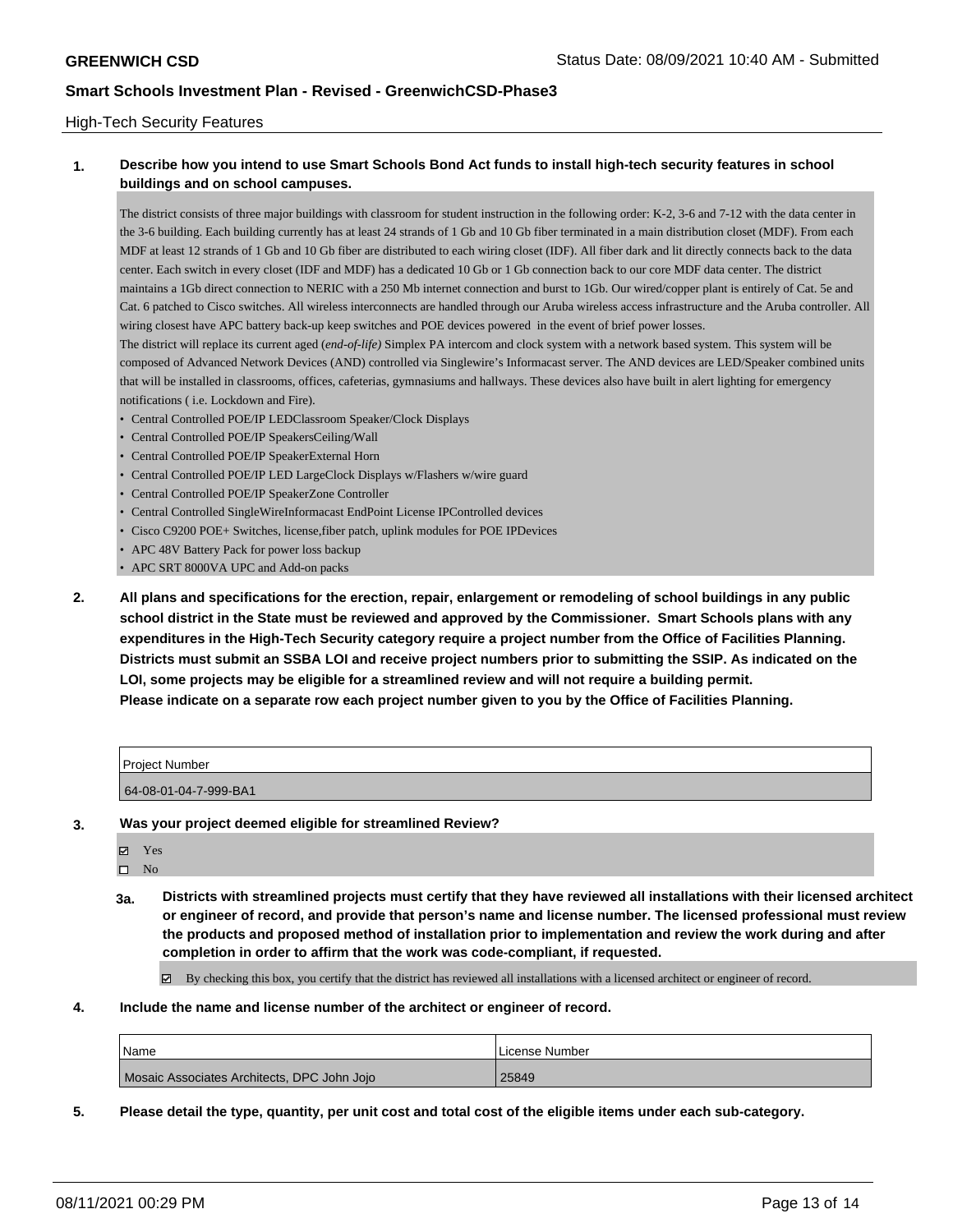High-Tech Security Features

**1. Describe how you intend to use Smart Schools Bond Act funds to install high-tech security features in school buildings and on school campuses.**

The district consists of three major buildings with classroom for student instruction in the following order: K-2, 3-6 and 7-12 with the data center in the 3-6 building. Each building currently has at least 24 strands of 1 Gb and 10 Gb fiber terminated in a main distribution closet (MDF). From each MDF at least 12 strands of 1 Gb and 10 Gb fiber are distributed to each wiring closet (IDF). All fiber dark and lit directly connects back to the data center. Each switch in every closet (IDF and MDF) has a dedicated 10 Gb or 1 Gb connection back to our core MDF data center. The district maintains a 1Gb direct connection to NERIC with a 250 Mb internet connection and burst to 1Gb. Our wired/copper plant is entirely of Cat. 5e and Cat. 6 patched to Cisco switches. All wireless interconnects are handled through our Aruba wireless access infrastructure and the Aruba controller. All wiring closest have APC battery back-up keep switches and POE devices powered in the event of brief power losses.

The district will replace its current aged (*end-of-life)* Simplex PA intercom and clock system with a network based system. This system will be composed of Advanced Network Devices (AND) controlled via Singlewire's Informacast server. The AND devices are LED/Speaker combined units that will be installed in classrooms, offices, cafeterias, gymnasiums and hallways. These devices also have built in alert lighting for emergency notifications ( i.e. Lockdown and Fire).

- Central Controlled POE/IP LEDClassroom Speaker/Clock Displays
- Central Controlled POE/IP SpeakersCeiling/Wall
- Central Controlled POE/IP SpeakerExternal Horn
- Central Controlled POE/IP LED LargeClock Displays w/Flashers w/wire guard
- Central Controlled POE/IP SpeakerZone Controller
- Central Controlled SingleWireInformacast EndPoint License IPControlled devices
- Cisco C9200 POE+ Switches, license,fiber patch, uplink modules for POE IPDevices
- APC 48V Battery Pack for power loss backup
- APC SRT 8000VA UPC and Add-on packs

**2. All plans and specifications for the erection, repair, enlargement or remodeling of school buildings in any public school district in the State must be reviewed and approved by the Commissioner. Smart Schools plans with any expenditures in the High-Tech Security category require a project number from the Office of Facilities Planning. Districts must submit an SSBA LOI and receive project numbers prior to submitting the SSIP. As indicated on the LOI, some projects may be eligible for a streamlined review and will not require a building permit. Please indicate on a separate row each project number given to you by the Office of Facilities Planning.**

| Project Number |
|---|
| 64-08-01-04-7-999-BA1 |

**3. Was your project deemed eligible for streamlined Review?**

- ☑ Yes
- ☐ No

**3a. Districts with streamlined projects must certify that they have reviewed all installations with their licensed architect or engineer of record, and provide that person's name and license number. The licensed professional must review the products and proposed method of installation prior to implementation and review the work during and after completion in order to affirm that the work was code-compliant, if requested.**

☑ By checking this box, you certify that the district has reviewed all installations with a licensed architect or engineer of record.

**4. Include the name and license number of the architect or engineer of record.**

| Name | License Number |
|---|---|
| Mosaic Associates Architects, DPC John Jojo | 25849 |

**5. Please detail the type, quantity, per unit cost and total cost of the eligible items under each sub-category.**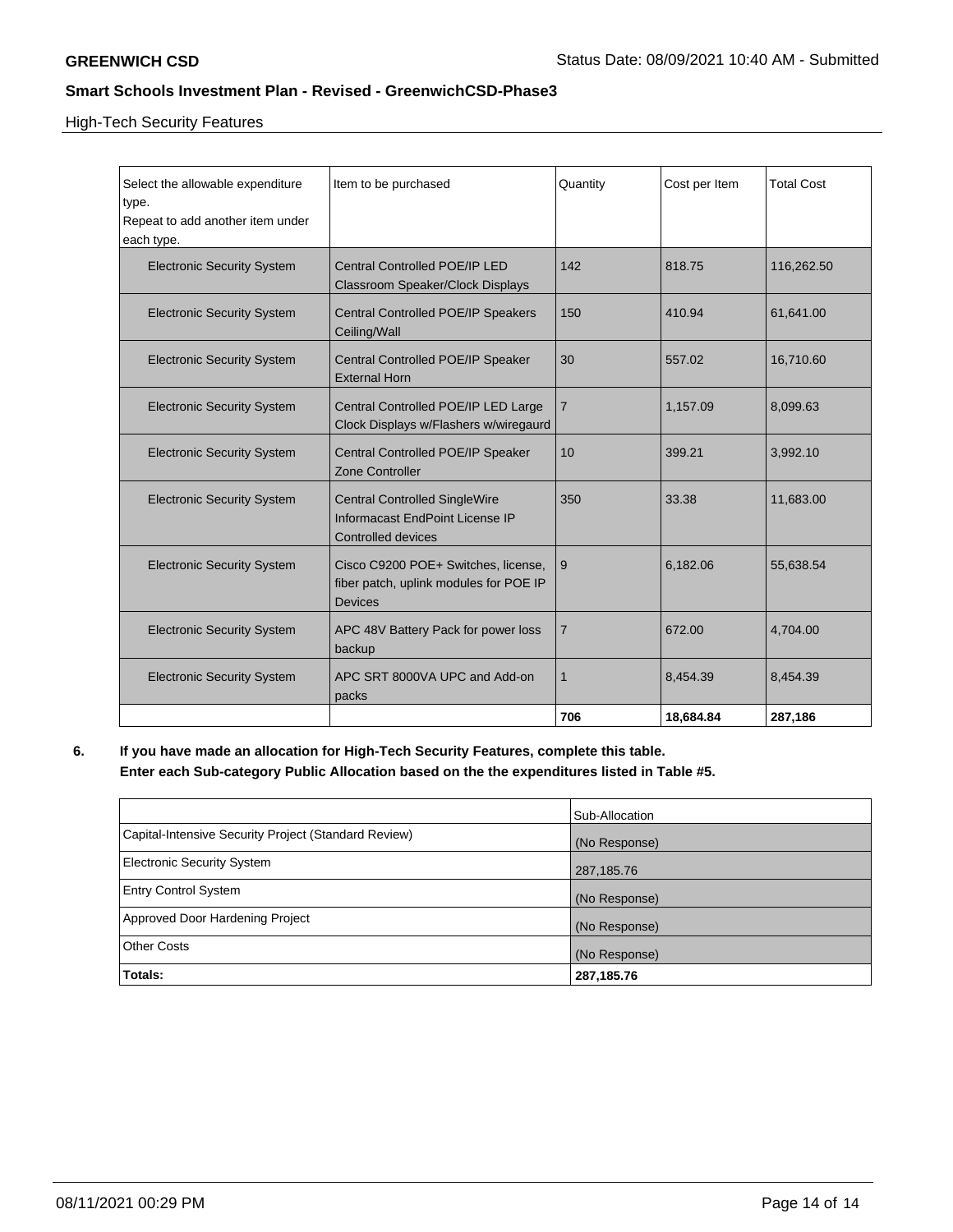High-Tech Security Features

| Select the allowable expenditure type. Repeat to add another item under each type. | Item to be purchased | Quantity | Cost per Item | Total Cost |
|---|---|---|---|---|
| Electronic Security System | Central Controlled POE/IP LED Classroom Speaker/Clock Displays | 142 | 818.75 | 116,262.50 |
| Electronic Security System | Central Controlled POE/IP Speakers Ceiling/Wall | 150 | 410.94 | 61,641.00 |
| Electronic Security System | Central Controlled POE/IP Speaker External Horn | 30 | 557.02 | 16,710.60 |
| Electronic Security System | Central Controlled POE/IP LED Large Clock Displays w/Flashers w/wiregaurd | 7 | 1,157.09 | 8,099.63 |
| Electronic Security System | Central Controlled POE/IP Speaker Zone Controller | 10 | 399.21 | 3,992.10 |
| Electronic Security System | Central Controlled SingleWire Informacast EndPoint License IP Controlled devices | 350 | 33.38 | 11,683.00 |
| Electronic Security System | Cisco C9200 POE+ Switches, license, fiber patch, uplink modules for POE IP Devices | 9 | 6,182.06 | 55,638.54 |
| Electronic Security System | APC 48V Battery Pack for power loss backup | 7 | 672.00 | 4,704.00 |
| Electronic Security System | APC SRT 8000VA UPC and Add-on packs | 1 | 8,454.39 | 8,454.39 |
| | | **706** | **18,684.84** | **287,186** |

**6. If you have made an allocation for High-Tech Security Features, complete this table. Enter each Sub-category Public Allocation based on the the expenditures listed in Table #5.**

| | Sub-Allocation |
|---|---|
| Capital-Intensive Security Project (Standard Review) | (No Response) |
| Electronic Security System | 287,185.76 |
| Entry Control System | (No Response) |
| Approved Door Hardening Project | (No Response) |
| Other Costs | (No Response) |
| **Totals:** | **287,185.76** |